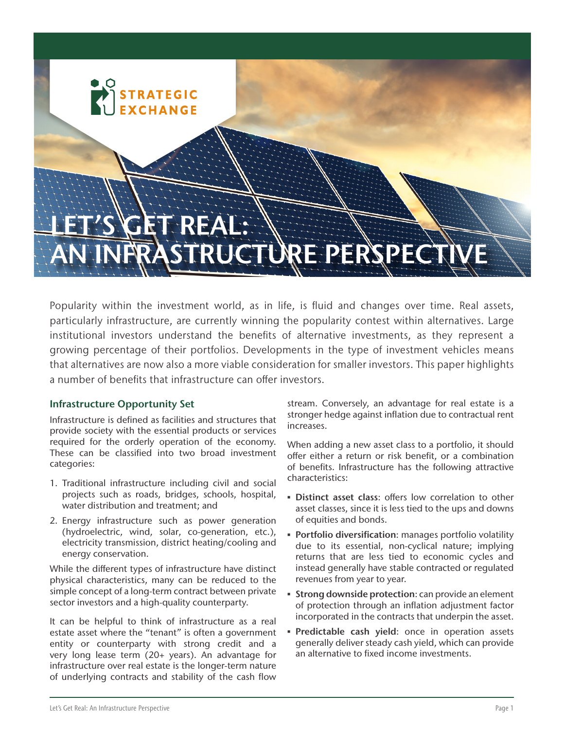# LET'S GET REAL: AN INFRASTRUCTURE PERSPECTIVE

Popularity within the investment world, as in life, is fluid and changes over time. Real assets, particularly infrastructure, are currently winning the popularity contest within alternatives. Large institutional investors understand the benefits of alternative investments, as they represent a growing percentage of their portfolios. Developments in the type of investment vehicles means that alternatives are now also a more viable consideration for smaller investors. This paper highlights a number of benefits that infrastructure can offer investors.

## Infrastructure Opportunity Set

Infrastructure is defined as facilities and structures that provide society with the essential products or services required for the orderly operation of the economy. These can be classified into two broad investment categories:

1. Traditional infrastructure including civil and social projects such as roads, bridges, schools, hospital, water distribution and treatment; and
2. Energy infrastructure such as power generation (hydroelectric, wind, solar, co-generation, etc.), electricity transmission, district heating/cooling and energy conservation.

While the different types of infrastructure have distinct physical characteristics, many can be reduced to the simple concept of a long-term contract between private sector investors and a high-quality counterparty.

It can be helpful to think of infrastructure as a real estate asset where the "tenant" is often a government entity or counterparty with strong credit and a very long lease term (20+ years). An advantage for infrastructure over real estate is the longer-term nature of underlying contracts and stability of the cash flow stream. Conversely, an advantage for real estate is a stronger hedge against inflation due to contractual rent increases.

When adding a new asset class to a portfolio, it should offer either a return or risk benefit, or a combination of benefits. Infrastructure has the following attractive characteristics:

- **Distinct asset class**: offers low correlation to other asset classes, since it is less tied to the ups and downs of equities and bonds.
- **Portfolio diversification**: manages portfolio volatility due to its essential, non-cyclical nature; implying returns that are less tied to economic cycles and instead generally have stable contracted or regulated revenues from year to year.
- **Strong downside protection**: can provide an element of protection through an inflation adjustment factor incorporated in the contracts that underpin the asset.
- **Predictable cash yield**: once in operation assets generally deliver steady cash yield, which can provide an alternative to fixed income investments.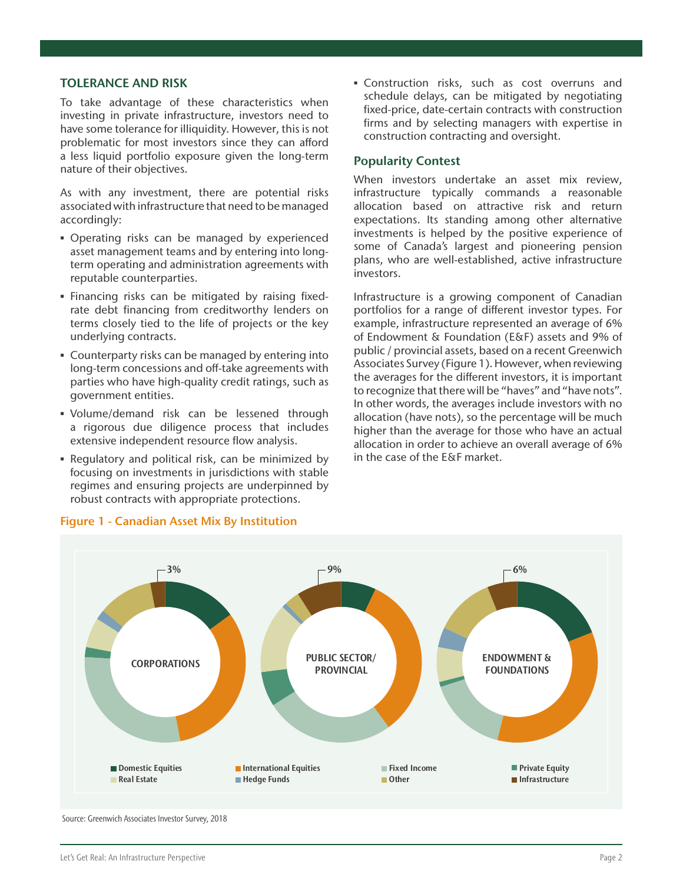## TOLERANCE AND RISK

To take advantage of these characteristics when investing in private infrastructure, investors need to have some tolerance for illiquidity. However, this is not problematic for most investors since they can afford a less liquid portfolio exposure given the long-term nature of their objectives.

As with any investment, there are potential risks associated with infrastructure that need to be managed accordingly:

- Operating risks can be managed by experienced asset management teams and by entering into long-term operating and administration agreements with reputable counterparties.
- Financing risks can be mitigated by raising fixed-rate debt financing from creditworthy lenders on terms closely tied to the life of projects or the key underlying contracts.
- Counterparty risks can be managed by entering into long-term concessions and off-take agreements with parties who have high-quality credit ratings, such as government entities.
- Volume/demand risk can be lessened through a rigorous due diligence process that includes extensive independent resource flow analysis.
- Regulatory and political risk, can be minimized by focusing on investments in jurisdictions with stable regimes and ensuring projects are underpinned by robust contracts with appropriate protections.
- Construction risks, such as cost overruns and schedule delays, can be mitigated by negotiating fixed-price, date-certain contracts with construction firms and by selecting managers with expertise in construction contracting and oversight.

### Popularity Contest

When investors undertake an asset mix review, infrastructure typically commands a reasonable allocation based on attractive risk and return expectations. Its standing among other alternative investments is helped by the positive experience of some of Canada's largest and pioneering pension plans, who are well-established, active infrastructure investors.

Infrastructure is a growing component of Canadian portfolios for a range of different investor types. For example, infrastructure represented an average of 6% of Endowment & Foundation (E&F) assets and 9% of public / provincial assets, based on a recent Greenwich Associates Survey (Figure 1). However, when reviewing the averages for the different investors, it is important to recognize that there will be "haves" and "have nots". In other words, the averages include investors with no allocation (have nots), so the percentage will be much higher than the average for those who have an actual allocation in order to achieve an overall average of 6% in the case of the E&F market.

**Figure 1 - Canadian Asset Mix By Institution**

CORPORATIONS: 3% | PUBLIC SECTOR/PROVINCIAL: 9% | ENDOWMENT & FOUNDATIONS: 6%

Legend: Domestic Equities, International Equities, Fixed Income, Private Equity, Real Estate, Hedge Funds, Other, Infrastructure

Source: Greenwich Associates Investor Survey, 2018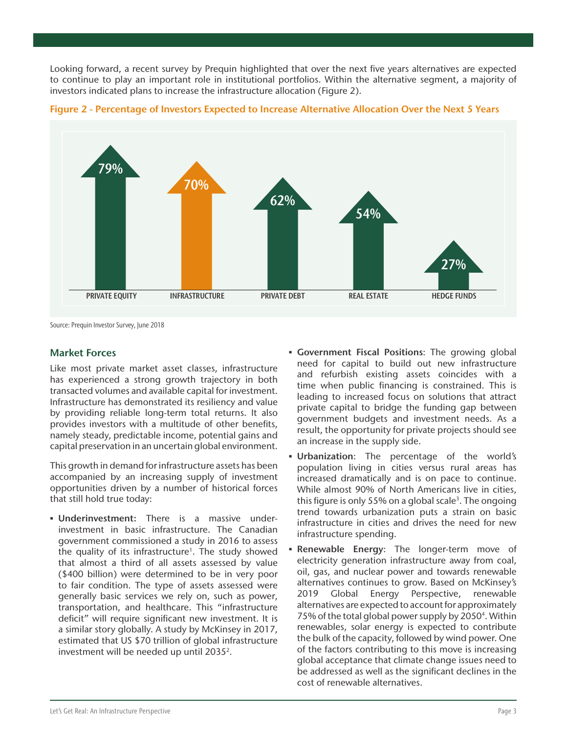Looking forward, a recent survey by Prequin highlighted that over the next five years alternatives are expected to continue to play an important role in institutional portfolios. Within the alternative segment, a majority of investors indicated plans to increase the infrastructure allocation (Figure 2).

**Figure 2 - Percentage of Investors Expected to Increase Alternative Allocation Over the Next 5 Years**

| PRIVATE EQUITY | INFRASTRUCTURE | PRIVATE DEBT | REAL ESTATE | HEDGE FUNDS |
| --- | --- | --- | --- | --- |
| 79% | 70% | 62% | 54% | 27% |

Source: Prequin Investor Survey, June 2018

## Market Forces

Like most private market asset classes, infrastructure has experienced a strong growth trajectory in both transacted volumes and available capital for investment. Infrastructure has demonstrated its resiliency and value by providing reliable long-term total returns. It also provides investors with a multitude of other benefits, namely steady, predictable income, potential gains and capital preservation in an uncertain global environment.

This growth in demand for infrastructure assets has been accompanied by an increasing supply of investment opportunities driven by a number of historical forces that still hold true today:

- **Underinvestment:** There is a massive under-investment in basic infrastructure. The Canadian government commissioned a study in 2016 to assess the quality of its infrastructure[1]. The study showed that almost a third of all assets assessed by value ($400 billion) were determined to be in very poor to fair condition. The type of assets assessed were generally basic services we rely on, such as power, transportation, and healthcare. This "infrastructure deficit" will require significant new investment. It is a similar story globally. A study by McKinsey in 2017, estimated that US $70 trillion of global infrastructure investment will be needed up until 2035[2].
- **Government Fiscal Positions**: The growing global need for capital to build out new infrastructure and refurbish existing assets coincides with a time when public financing is constrained. This is leading to increased focus on solutions that attract private capital to bridge the funding gap between government budgets and investment needs. As a result, the opportunity for private projects should see an increase in the supply side.
- **Urbanization**: The percentage of the world's population living in cities versus rural areas has increased dramatically and is on pace to continue. While almost 90% of North Americans live in cities, this figure is only 55% on a global scale[3]. The ongoing trend towards urbanization puts a strain on basic infrastructure in cities and drives the need for new infrastructure spending.
- **Renewable Energy**: The longer-term move of electricity generation infrastructure away from coal, oil, gas, and nuclear power and towards renewable alternatives continues to grow. Based on McKinsey's 2019 Global Energy Perspective, renewable alternatives are expected to account for approximately 75% of the total global power supply by 2050[4]. Within renewables, solar energy is expected to contribute the bulk of the capacity, followed by wind power. One of the factors contributing to this move is increasing global acceptance that climate change issues need to be addressed as well as the significant declines in the cost of renewable alternatives.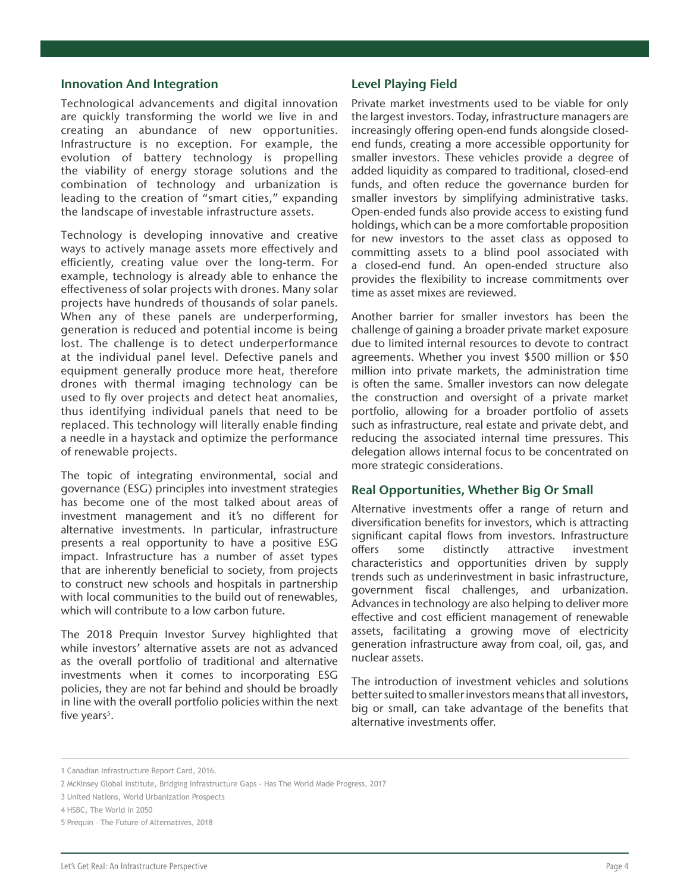## Innovation And Integration

Technological advancements and digital innovation are quickly transforming the world we live in and creating an abundance of new opportunities. Infrastructure is no exception. For example, the evolution of battery technology is propelling the viability of energy storage solutions and the combination of technology and urbanization is leading to the creation of "smart cities," expanding the landscape of investable infrastructure assets.

Technology is developing innovative and creative ways to actively manage assets more effectively and efficiently, creating value over the long-term. For example, technology is already able to enhance the effectiveness of solar projects with drones. Many solar projects have hundreds of thousands of solar panels. When any of these panels are underperforming, generation is reduced and potential income is being lost. The challenge is to detect underperformance at the individual panel level. Defective panels and equipment generally produce more heat, therefore drones with thermal imaging technology can be used to fly over projects and detect heat anomalies, thus identifying individual panels that need to be replaced. This technology will literally enable finding a needle in a haystack and optimize the performance of renewable projects.

The topic of integrating environmental, social and governance (ESG) principles into investment strategies has become one of the most talked about areas of investment management and it's no different for alternative investments. In particular, infrastructure presents a real opportunity to have a positive ESG impact. Infrastructure has a number of asset types that are inherently beneficial to society, from projects to construct new schools and hospitals in partnership with local communities to the build out of renewables, which will contribute to a low carbon future.

The 2018 Prequin Investor Survey highlighted that while investors' alternative assets are not as advanced as the overall portfolio of traditional and alternative investments when it comes to incorporating ESG policies, they are not far behind and should be broadly in line with the overall portfolio policies within the next five years[5].

## Level Playing Field

Private market investments used to be viable for only the largest investors. Today, infrastructure managers are increasingly offering open-end funds alongside closed-end funds, creating a more accessible opportunity for smaller investors. These vehicles provide a degree of added liquidity as compared to traditional, closed-end funds, and often reduce the governance burden for smaller investors by simplifying administrative tasks. Open-ended funds also provide access to existing fund holdings, which can be a more comfortable proposition for new investors to the asset class as opposed to committing assets to a blind pool associated with a closed-end fund. An open-ended structure also provides the flexibility to increase commitments over time as asset mixes are reviewed.

Another barrier for smaller investors has been the challenge of gaining a broader private market exposure due to limited internal resources to devote to contract agreements. Whether you invest $500 million or $50 million into private markets, the administration time is often the same. Smaller investors can now delegate the construction and oversight of a private market portfolio, allowing for a broader portfolio of assets such as infrastructure, real estate and private debt, and reducing the associated internal time pressures. This delegation allows internal focus to be concentrated on more strategic considerations.

## Real Opportunities, Whether Big Or Small

Alternative investments offer a range of return and diversification benefits for investors, which is attracting significant capital flows from investors. Infrastructure offers some distinctly attractive investment characteristics and opportunities driven by supply trends such as underinvestment in basic infrastructure, government fiscal challenges, and urbanization. Advances in technology are also helping to deliver more effective and cost efficient management of renewable assets, facilitating a growing move of electricity generation infrastructure away from coal, oil, gas, and nuclear assets.

The introduction of investment vehicles and solutions better suited to smaller investors means that all investors, big or small, can take advantage of the benefits that alternative investments offer.

---

1 Canadian Infrastructure Report Card, 2016.

2 McKinsey Global Institute, Bridging Infrastructure Gaps - Has The World Made Progress, 2017

3 United Nations, World Urbanization Prospects

4 HSBC, The World in 2050

5 Prequin - The Future of Alternatives, 2018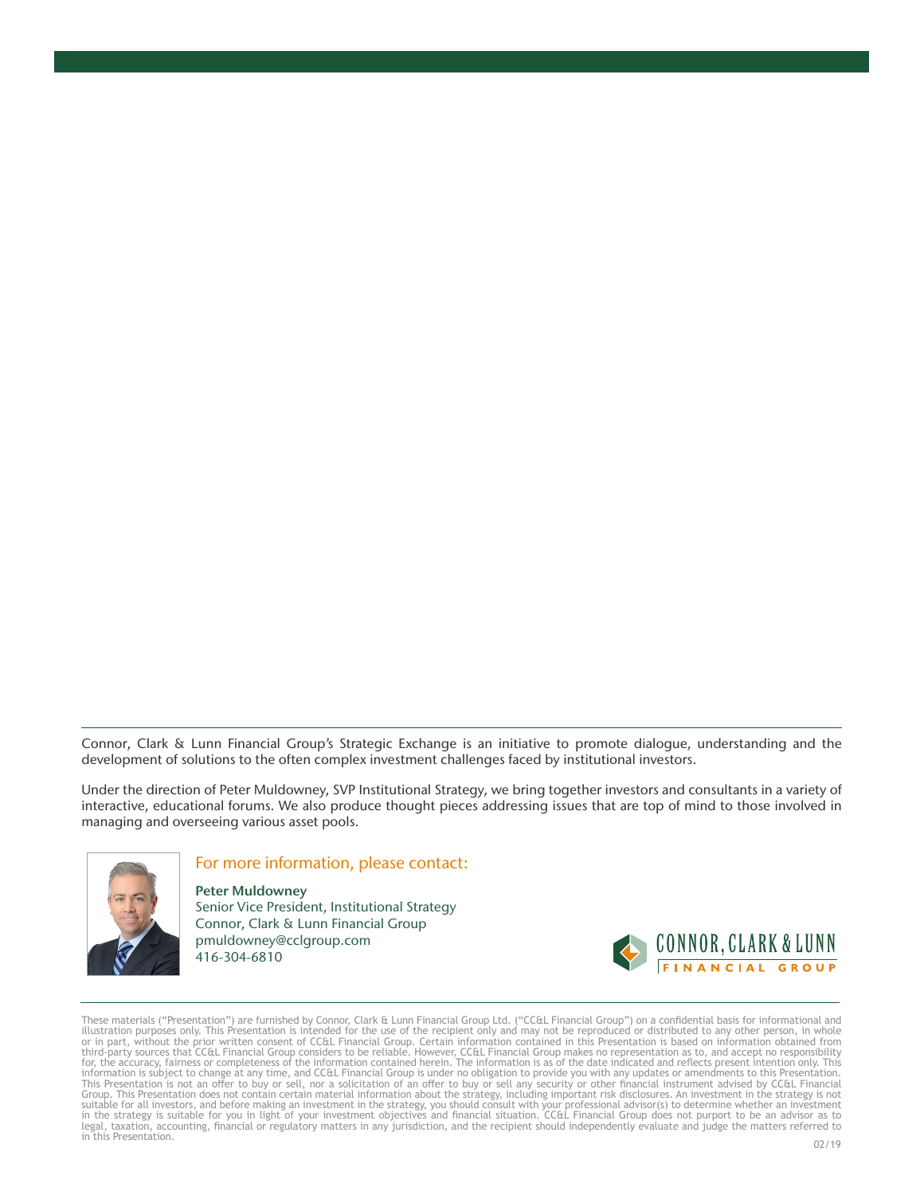Connor, Clark & Lunn Financial Group's Strategic Exchange is an initiative to promote dialogue, understanding and the development of solutions to the often complex investment challenges faced by institutional investors.

Under the direction of Peter Muldowney, SVP Institutional Strategy, we bring together investors and consultants in a variety of interactive, educational forums. We also produce thought pieces addressing issues that are top of mind to those involved in managing and overseeing various asset pools.

## For more information, please contact:

**Peter Muldowney**
Senior Vice President, Institutional Strategy
Connor, Clark & Lunn Financial Group
pmuldowney@cclgroup.com
416-304-6810

CONNOR, CLARK & LUNN
FINANCIAL GROUP

These materials ("Presentation") are furnished by Connor, Clark & Lunn Financial Group Ltd. ("CC&L Financial Group") on a confidential basis for informational and illustration purposes only. This Presentation is intended for the use of the recipient only and may not be reproduced or distributed to any other person, in whole or in part, without the prior written consent of CC&L Financial Group. Certain information contained in this Presentation is based on information obtained from third-party sources that CC&L Financial Group considers to be reliable. However, CC&L Financial Group makes no representation as to, and accept no responsibility for, the accuracy, fairness or completeness of the information contained herein. The information is as of the date indicated and reflects present intention only. This information is subject to change at any time, and CC&L Financial Group is under no obligation to provide you with any updates or amendments to this Presentation. This Presentation is not an offer to buy or sell, nor a solicitation of an offer to buy or sell any security or other financial instrument advised by CC&L Financial Group. This Presentation does not contain certain material information about the strategy, including important risk disclosures. An investment in the strategy is not suitable for all investors, and before making an investment in the strategy, you should consult with your professional advisor(s) to determine whether an investment in the strategy is suitable for you in light of your investment objectives and financial situation. CC&L Financial Group does not purport to be an advisor as to legal, taxation, accounting, financial or regulatory matters in any jurisdiction, and the recipient should independently evaluate and judge the matters referred to in this Presentation.

02/19